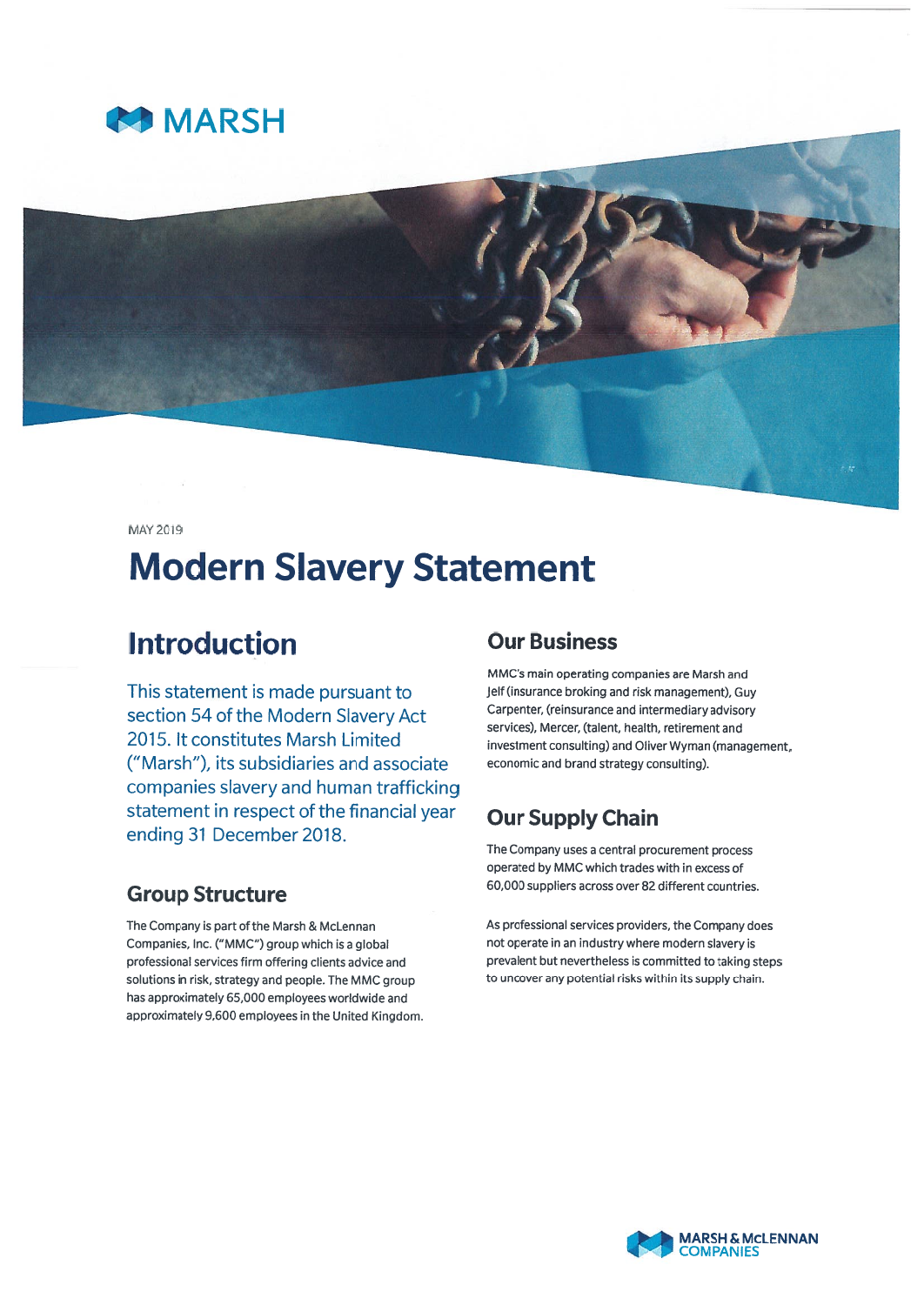MARSH

MAY 2019

# Modern Slavery Statement

## Introduction

This statement is made pursuant to section 54 of the Modern Slavery Act 2015. It constitutes Marsh Limited ("Marsh"), its subsidiaries and associate companies slavery and human trafficking statement in respect of the financial year ending 31 December 2018.

### Group Structure

The Company is part of the Marsh & McLennan Companies, Inc. ("MMC") group which is a global professional services firm offering clients advice and solutions in risk, strategy and people. The MMC group has approximately 65,000 employees worldwide and approximately 9,600 employees in the United Kingdom.

## Our Business

MMC's main operating companies are Marsh and Jelf (insurance broking and risk management), Guy Carpenter, (reinsurance and intermediary advisory services), Mercer, (talent, health, retirement and investment consulting) and Oliver Wyman (management, economic and brand strategy consulting).

## Our Supply Chain

The Company uses a central procurement process operated by MMC which trades with in excess of 60,000 suppliers across over 82 different countries.

As professional services providers, the Company does not operate in an industry where modern slavery is prevalent but nevertheless is committed to taking steps to uncover any potential risks within its supply chain.

MARSH & McLENNAN COMPANIES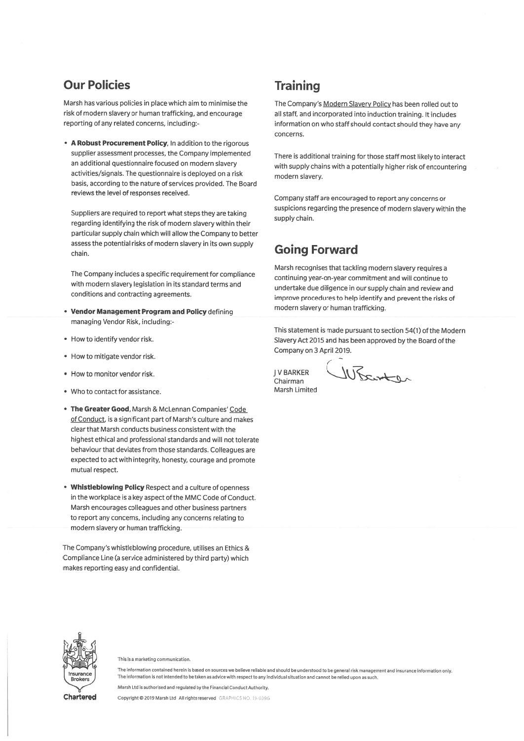## Our Policies

Marsh has various policies in place which aim to minimise the risk of modern slavery or human trafficking, and encourage reporting of any related concerns, including:-

- **A Robust Procurement Policy**, In addition to the rigorous supplier assessment processes, the Company implemented an additional questionnaire focused on modern slavery activities/signals. The questionnaire is deployed on a risk basis, according to the nature of services provided. The Board reviews the level of responses received.

  Suppliers are required to report what steps they are taking regarding identifying the risk of modern slavery within their particular supply chain which will allow the Company to better assess the potential risks of modern slavery in its own supply chain.

  The Company includes a specific requirement for compliance with modern slavery legislation in its standard terms and conditions and contracting agreements.

- **Vendor Management Program and Policy** defining managing Vendor Risk, including:-
- How to identify vendor risk.
- How to mitigate vendor risk.
- How to monitor vendor risk.
- Who to contact for assistance.
- **The Greater Good**, Marsh & McLennan Companies' Code of Conduct, is a significant part of Marsh's culture and makes clear that Marsh conducts business consistent with the highest ethical and professional standards and will not tolerate behaviour that deviates from those standards. Colleagues are expected to act with integrity, honesty, courage and promote mutual respect.
- **Whistleblowing Policy** Respect and a culture of openness in the workplace is a key aspect of the MMC Code of Conduct. Marsh encourages colleagues and other business partners to report any concerns, including any concerns relating to modern slavery or human trafficking.

The Company's whistleblowing procedure, utilises an Ethics & Compliance Line (a service administered by third party) which makes reporting easy and confidential.

## Training

The Company's Modern Slavery Policy has been rolled out to all staff, and incorporated into induction training. It includes information on who staff should contact should they have any concerns.

There is additional training for those staff most likely to interact with supply chains with a potentially higher risk of encountering modern slavery.

Company staff are encouraged to report any concerns or suspicions regarding the presence of modern slavery within the supply chain.

## Going Forward

Marsh recognises that tackling modern slavery requires a continuing year-on-year commitment and will continue to undertake due diligence in our supply chain and review and improve procedures to help identify and prevent the risks of modern slavery or human trafficking.

This statement is made pursuant to section 54(1) of the Modern Slavery Act 2015 and has been approved by the Board of the Company on 3 April 2019.

J V BARKER
Chairman
Marsh Limited

Insurance Brokers
Chartered

This is a marketing communication.

The information contained herein is based on sources we believe reliable and should be understood to be general risk management and insurance information only. The information is not intended to be taken as advice with respect to any individual situation and cannot be relied upon as such.

Marsh Ltd is authorised and regulated by the Financial Conduct Authority.

Copyright © 2019 Marsh Ltd All rights reserved GRAPHICS NO. 19-0396